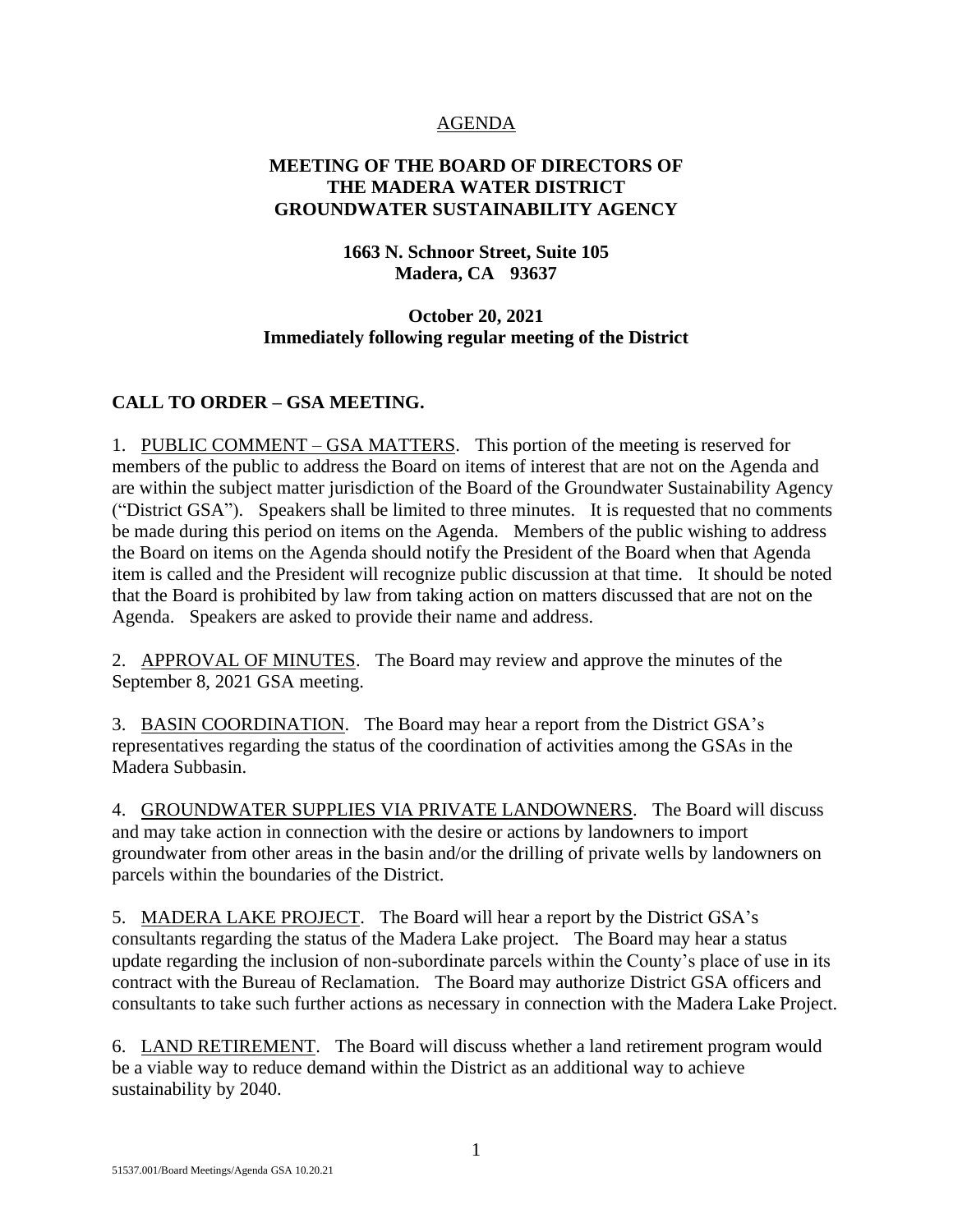AGENDA

**MEETING OF THE BOARD OF DIRECTORS OF THE MADERA WATER DISTRICT GROUNDWATER SUSTAINABILITY AGENCY**

**1663 N. Schnoor Street, Suite 105**
**Madera, CA 93637**

**October 20, 2021**
**Immediately following regular meeting of the District**

## CALL TO ORDER – GSA MEETING.

1. PUBLIC COMMENT – GSA MATTERS. This portion of the meeting is reserved for members of the public to address the Board on items of interest that are not on the Agenda and are within the subject matter jurisdiction of the Board of the Groundwater Sustainability Agency ("District GSA"). Speakers shall be limited to three minutes. It is requested that no comments be made during this period on items on the Agenda. Members of the public wishing to address the Board on items on the Agenda should notify the President of the Board when that Agenda item is called and the President will recognize public discussion at that time. It should be noted that the Board is prohibited by law from taking action on matters discussed that are not on the Agenda. Speakers are asked to provide their name and address.

2. APPROVAL OF MINUTES. The Board may review and approve the minutes of the September 8, 2021 GSA meeting.

3. BASIN COORDINATION. The Board may hear a report from the District GSA's representatives regarding the status of the coordination of activities among the GSAs in the Madera Subbasin.

4. GROUNDWATER SUPPLIES VIA PRIVATE LANDOWNERS. The Board will discuss and may take action in connection with the desire or actions by landowners to import groundwater from other areas in the basin and/or the drilling of private wells by landowners on parcels within the boundaries of the District.

5. MADERA LAKE PROJECT. The Board will hear a report by the District GSA's consultants regarding the status of the Madera Lake project. The Board may hear a status update regarding the inclusion of non-subordinate parcels within the County's place of use in its contract with the Bureau of Reclamation. The Board may authorize District GSA officers and consultants to take such further actions as necessary in connection with the Madera Lake Project.

6. LAND RETIREMENT. The Board will discuss whether a land retirement program would be a viable way to reduce demand within the District as an additional way to achieve sustainability by 2040.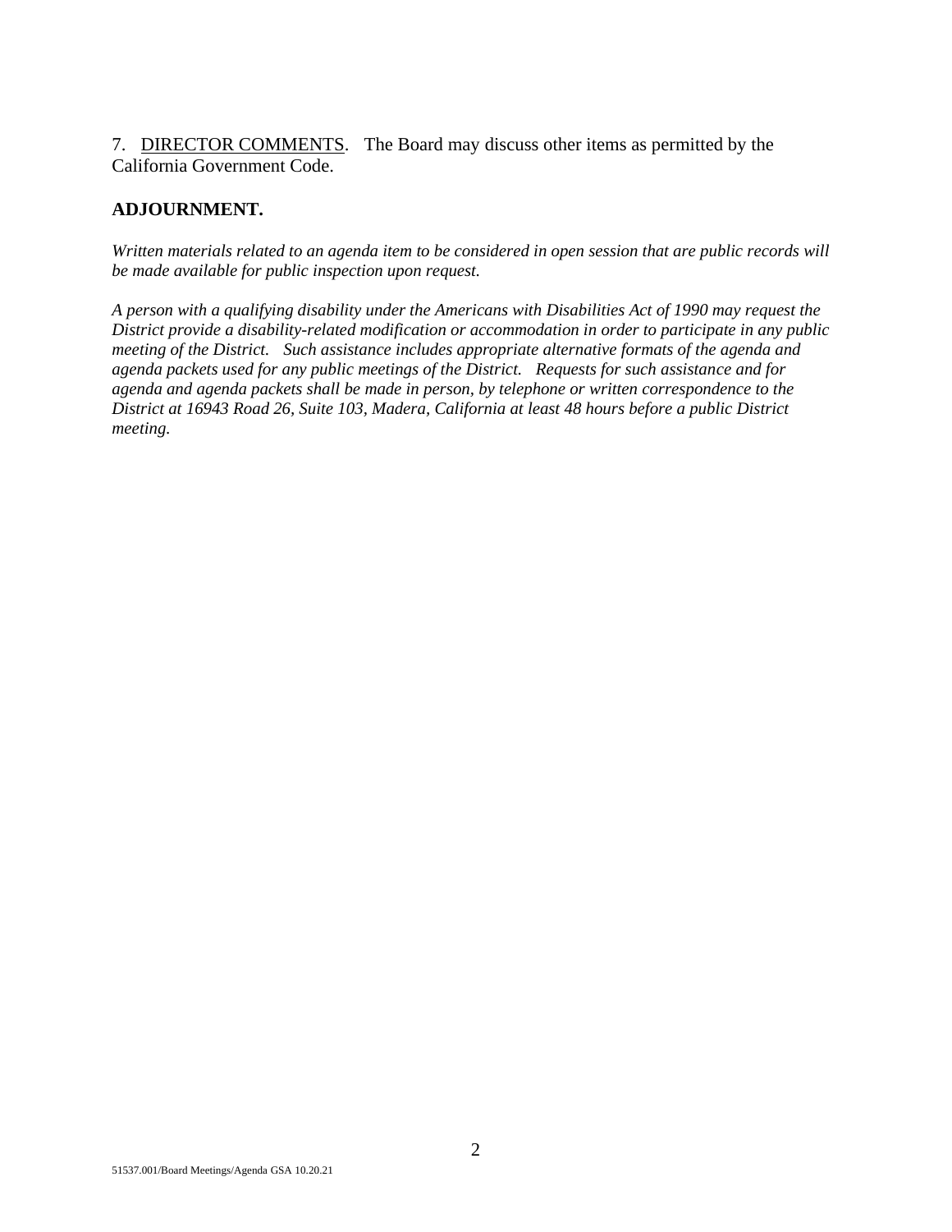7. DIRECTOR COMMENTS. The Board may discuss other items as permitted by the California Government Code.

**ADJOURNMENT.**

*Written materials related to an agenda item to be considered in open session that are public records will be made available for public inspection upon request.*

*A person with a qualifying disability under the Americans with Disabilities Act of 1990 may request the District provide a disability-related modification or accommodation in order to participate in any public meeting of the District. Such assistance includes appropriate alternative formats of the agenda and agenda packets used for any public meetings of the District. Requests for such assistance and for agenda and agenda packets shall be made in person, by telephone or written correspondence to the District at 16943 Road 26, Suite 103, Madera, California at least 48 hours before a public District meeting.*